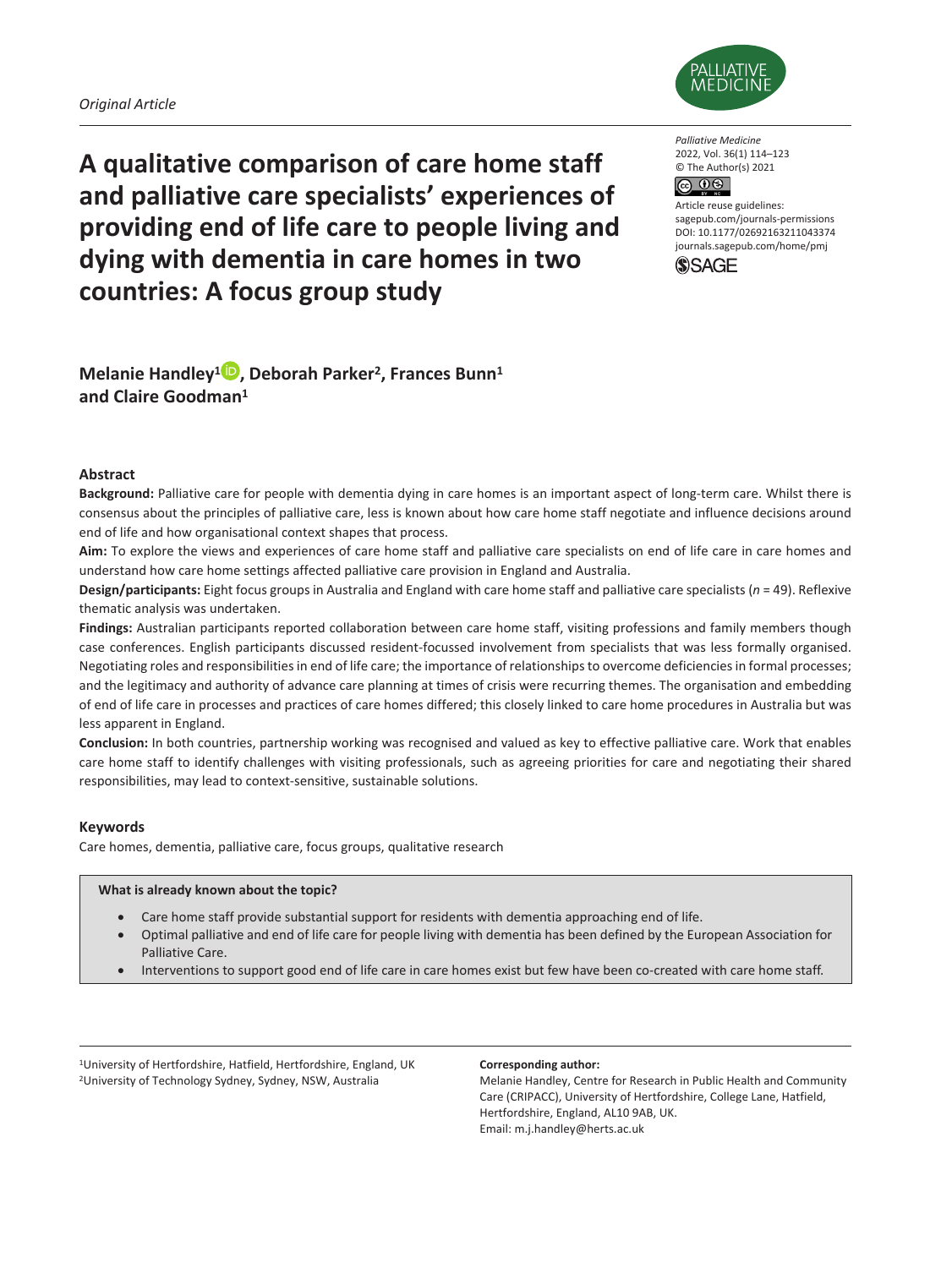*Original Article*

# A qualitative comparison of care home staff and palliative care specialists' experiences of providing end of life care to people living and dying with dementia in care homes in two countries: A focus group study

Article reuse guidelines: sagepub.com/journals-permissions
DOI: 10.1177/02692163211043374
journals.sagepub.com/home/pmj

**Melanie Handley[1], Deborah Parker[2], Frances Bunn[1] and Claire Goodman[1]**

## Abstract

**Background:** Palliative care for people with dementia dying in care homes is an important aspect of long-term care. Whilst there is consensus about the principles of palliative care, less is known about how care home staff negotiate and influence decisions around end of life and how organisational context shapes that process.

**Aim:** To explore the views and experiences of care home staff and palliative care specialists on end of life care in care homes and understand how care home settings affected palliative care provision in England and Australia.

**Design/participants:** Eight focus groups in Australia and England with care home staff and palliative care specialists (*n* = 49). Reflexive thematic analysis was undertaken.

**Findings:** Australian participants reported collaboration between care home staff, visiting professions and family members though case conferences. English participants discussed resident-focussed involvement from specialists that was less formally organised. Negotiating roles and responsibilities in end of life care; the importance of relationships to overcome deficiencies in formal processes; and the legitimacy and authority of advance care planning at times of crisis were recurring themes. The organisation and embedding of end of life care in processes and practices of care homes differed; this closely linked to care home procedures in Australia but was less apparent in England.

**Conclusion:** In both countries, partnership working was recognised and valued as key to effective palliative care. Work that enables care home staff to identify challenges with visiting professionals, such as agreeing priorities for care and negotiating their shared responsibilities, may lead to context-sensitive, sustainable solutions.

## Keywords

Care homes, dementia, palliative care, focus groups, qualitative research

**What is already known about the topic?**

- Care home staff provide substantial support for residents with dementia approaching end of life.
- Optimal palliative and end of life care for people living with dementia has been defined by the European Association for Palliative Care.
- Interventions to support good end of life care in care homes exist but few have been co-created with care home staff.

[1]University of Hertfordshire, Hatfield, Hertfordshire, England, UK
[2]University of Technology Sydney, Sydney, NSW, Australia

**Corresponding author:**
Melanie Handley, Centre for Research in Public Health and Community Care (CRIPACC), University of Hertfordshire, College Lane, Hatfield, Hertfordshire, England, AL10 9AB, UK.
Email: m.j.handley@herts.ac.uk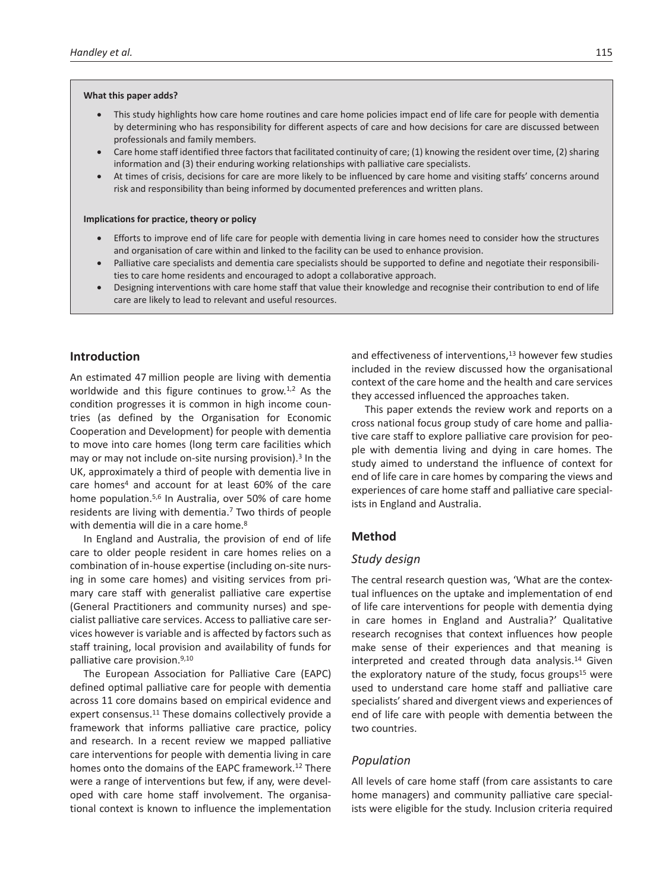**What this paper adds?**

- This study highlights how care home routines and care home policies impact end of life care for people with dementia by determining who has responsibility for different aspects of care and how decisions for care are discussed between professionals and family members.
- Care home staff identified three factors that facilitated continuity of care; (1) knowing the resident over time, (2) sharing information and (3) their enduring working relationships with palliative care specialists.
- At times of crisis, decisions for care are more likely to be influenced by care home and visiting staffs' concerns around risk and responsibility than being informed by documented preferences and written plans.

**Implications for practice, theory or policy**

- Efforts to improve end of life care for people with dementia living in care homes need to consider how the structures and organisation of care within and linked to the facility can be used to enhance provision.
- Palliative care specialists and dementia care specialists should be supported to define and negotiate their responsibilities to care home residents and encouraged to adopt a collaborative approach.
- Designing interventions with care home staff that value their knowledge and recognise their contribution to end of life care are likely to lead to relevant and useful resources.

## Introduction

An estimated 47 million people are living with dementia worldwide and this figure continues to grow.[1,2] As the condition progresses it is common in high income countries (as defined by the Organisation for Economic Cooperation and Development) for people with dementia to move into care homes (long term care facilities which may or may not include on-site nursing provision).[3] In the UK, approximately a third of people with dementia live in care homes[4] and account for at least 60% of the care home population.[5,6] In Australia, over 50% of care home residents are living with dementia.[7] Two thirds of people with dementia will die in a care home.[8]

In England and Australia, the provision of end of life care to older people resident in care homes relies on a combination of in-house expertise (including on-site nursing in some care homes) and visiting services from primary care staff with generalist palliative care expertise (General Practitioners and community nurses) and specialist palliative care services. Access to palliative care services however is variable and is affected by factors such as staff training, local provision and availability of funds for palliative care provision.[9,10]

The European Association for Palliative Care (EAPC) defined optimal palliative care for people with dementia across 11 core domains based on empirical evidence and expert consensus.[11] These domains collectively provide a framework that informs palliative care practice, policy and research. In a recent review we mapped palliative care interventions for people with dementia living in care homes onto the domains of the EAPC framework.[12] There were a range of interventions but few, if any, were developed with care home staff involvement. The organisational context is known to influence the implementation and effectiveness of interventions,[13] however few studies included in the review discussed how the organisational context of the care home and the health and care services they accessed influenced the approaches taken.

This paper extends the review work and reports on a cross national focus group study of care home and palliative care staff to explore palliative care provision for people with dementia living and dying in care homes. The study aimed to understand the influence of context for end of life care in care homes by comparing the views and experiences of care home staff and palliative care specialists in England and Australia.

## Method

### Study design

The central research question was, 'What are the contextual influences on the uptake and implementation of end of life care interventions for people with dementia dying in care homes in England and Australia?' Qualitative research recognises that context influences how people make sense of their experiences and that meaning is interpreted and created through data analysis.[14] Given the exploratory nature of the study, focus groups[15] were used to understand care home staff and palliative care specialists' shared and divergent views and experiences of end of life care with people with dementia between the two countries.

### Population

All levels of care home staff (from care assistants to care home managers) and community palliative care specialists were eligible for the study. Inclusion criteria required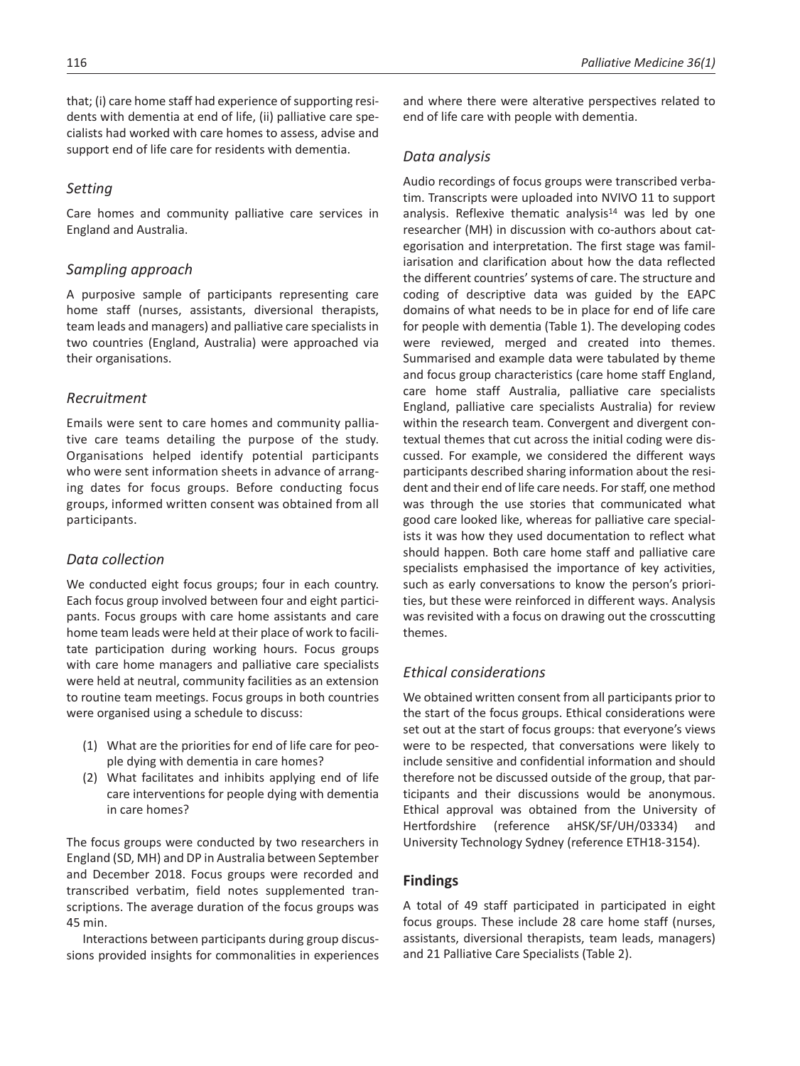that; (i) care home staff had experience of supporting residents with dementia at end of life, (ii) palliative care specialists had worked with care homes to assess, advise and support end of life care for residents with dementia.

### *Setting*

Care homes and community palliative care services in England and Australia.

### *Sampling approach*

A purposive sample of participants representing care home staff (nurses, assistants, diversional therapists, team leads and managers) and palliative care specialists in two countries (England, Australia) were approached via their organisations.

### *Recruitment*

Emails were sent to care homes and community palliative care teams detailing the purpose of the study. Organisations helped identify potential participants who were sent information sheets in advance of arranging dates for focus groups. Before conducting focus groups, informed written consent was obtained from all participants.

### *Data collection*

We conducted eight focus groups; four in each country. Each focus group involved between four and eight participants. Focus groups with care home assistants and care home team leads were held at their place of work to facilitate participation during working hours. Focus groups with care home managers and palliative care specialists were held at neutral, community facilities as an extension to routine team meetings. Focus groups in both countries were organised using a schedule to discuss:

(1) What are the priorities for end of life care for people dying with dementia in care homes?
(2) What facilitates and inhibits applying end of life care interventions for people dying with dementia in care homes?

The focus groups were conducted by two researchers in England (SD, MH) and DP in Australia between September and December 2018. Focus groups were recorded and transcribed verbatim, field notes supplemented transcriptions. The average duration of the focus groups was 45 min.

Interactions between participants during group discussions provided insights for commonalities in experiences and where there were alterative perspectives related to end of life care with people with dementia.

### *Data analysis*

Audio recordings of focus groups were transcribed verbatim. Transcripts were uploaded into NVIVO 11 to support analysis. Reflexive thematic analysis[14] was led by one researcher (MH) in discussion with co-authors about categorisation and interpretation. The first stage was familiarisation and clarification about how the data reflected the different countries' systems of care. The structure and coding of descriptive data was guided by the EAPC domains of what needs to be in place for end of life care for people with dementia (Table 1). The developing codes were reviewed, merged and created into themes. Summarised and example data were tabulated by theme and focus group characteristics (care home staff England, care home staff Australia, palliative care specialists England, palliative care specialists Australia) for review within the research team. Convergent and divergent contextual themes that cut across the initial coding were discussed. For example, we considered the different ways participants described sharing information about the resident and their end of life care needs. For staff, one method was through the use stories that communicated what good care looked like, whereas for palliative care specialists it was how they used documentation to reflect what should happen. Both care home staff and palliative care specialists emphasised the importance of key activities, such as early conversations to know the person's priorities, but these were reinforced in different ways. Analysis was revisited with a focus on drawing out the crosscutting themes.

### *Ethical considerations*

We obtained written consent from all participants prior to the start of the focus groups. Ethical considerations were set out at the start of focus groups: that everyone's views were to be respected, that conversations were likely to include sensitive and confidential information and should therefore not be discussed outside of the group, that participants and their discussions would be anonymous. Ethical approval was obtained from the University of Hertfordshire (reference aHSK/SF/UH/03334) and University Technology Sydney (reference ETH18-3154).

## **Findings**

A total of 49 staff participated in participated in eight focus groups. These include 28 care home staff (nurses, assistants, diversional therapists, team leads, managers) and 21 Palliative Care Specialists (Table 2).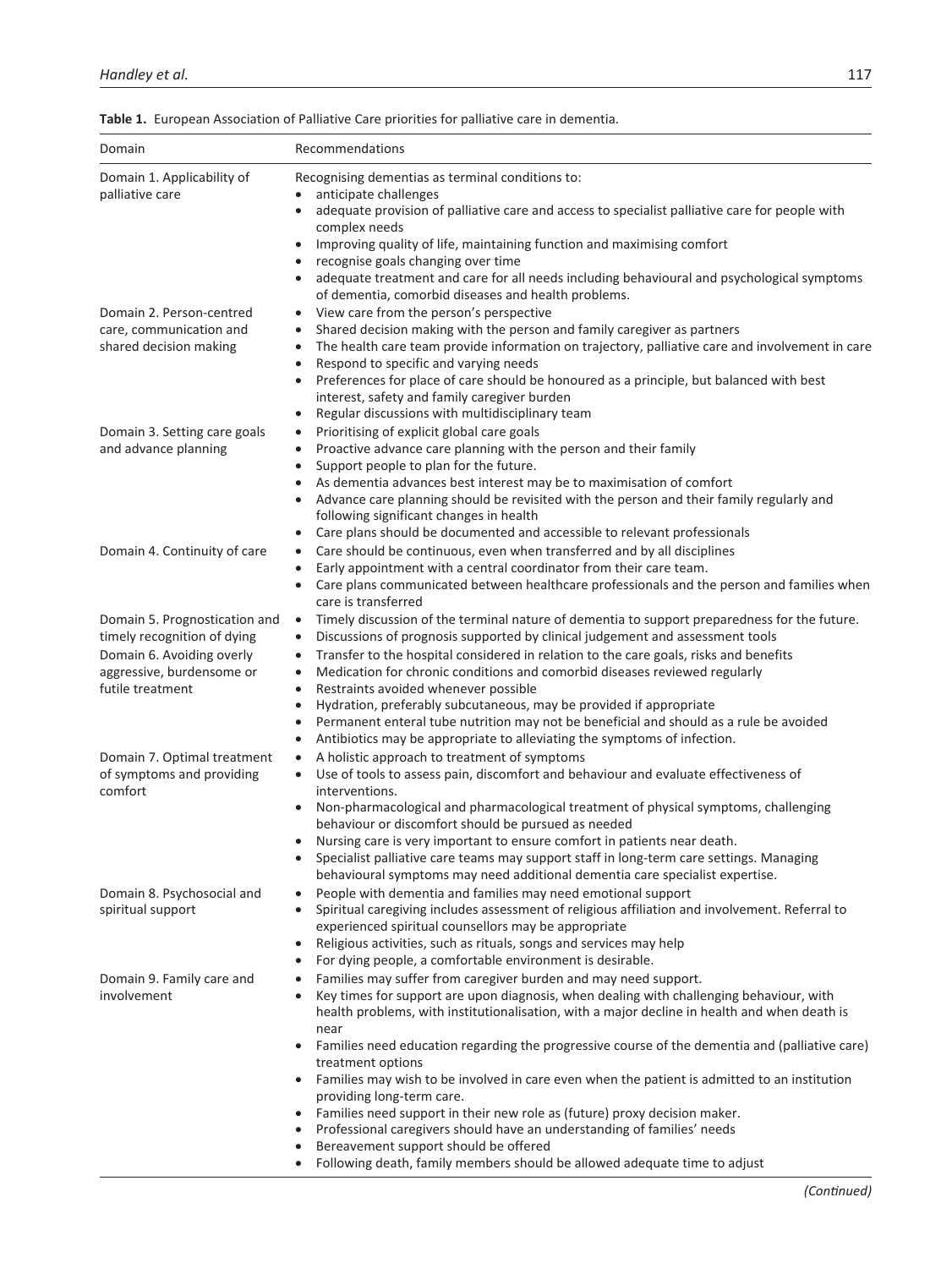**Table 1.** European Association of Palliative Care priorities for palliative care in dementia.

| Domain | Recommendations |
|---|---|
| Domain 1. Applicability of palliative care | Recognising dementias as terminal conditions to:<br>• anticipate challenges<br>• adequate provision of palliative care and access to specialist palliative care for people with complex needs<br>• Improving quality of life, maintaining function and maximising comfort<br>• recognise goals changing over time<br>• adequate treatment and care for all needs including behavioural and psychological symptoms of dementia, comorbid diseases and health problems. |
| Domain 2. Person-centred care, communication and shared decision making | • View care from the person's perspective<br>• Shared decision making with the person and family caregiver as partners<br>• The health care team provide information on trajectory, palliative care and involvement in care<br>• Respond to specific and varying needs<br>• Preferences for place of care should be honoured as a principle, but balanced with best interest, safety and family caregiver burden<br>• Regular discussions with multidisciplinary team |
| Domain 3. Setting care goals and advance planning | • Prioritising of explicit global care goals<br>• Proactive advance care planning with the person and their family<br>• Support people to plan for the future.<br>• As dementia advances best interest may be to maximisation of comfort<br>• Advance care planning should be revisited with the person and their family regularly and following significant changes in health<br>• Care plans should be documented and accessible to relevant professionals |
| Domain 4. Continuity of care | • Care should be continuous, even when transferred and by all disciplines<br>• Early appointment with a central coordinator from their care team.<br>• Care plans communicated between healthcare professionals and the person and families when care is transferred |
| Domain 5. Prognostication and timely recognition of dying | • Timely discussion of the terminal nature of dementia to support preparedness for the future.<br>• Discussions of prognosis supported by clinical judgement and assessment tools |
| Domain 6. Avoiding overly aggressive, burdensome or futile treatment | • Transfer to the hospital considered in relation to the care goals, risks and benefits<br>• Medication for chronic conditions and comorbid diseases reviewed regularly<br>• Restraints avoided whenever possible<br>• Hydration, preferably subcutaneous, may be provided if appropriate<br>• Permanent enteral tube nutrition may not be beneficial and should as a rule be avoided<br>• Antibiotics may be appropriate to alleviating the symptoms of infection. |
| Domain 7. Optimal treatment of symptoms and providing comfort | • A holistic approach to treatment of symptoms<br>• Use of tools to assess pain, discomfort and behaviour and evaluate effectiveness of interventions.<br>• Non-pharmacological and pharmacological treatment of physical symptoms, challenging behaviour or discomfort should be pursued as needed<br>• Nursing care is very important to ensure comfort in patients near death.<br>• Specialist palliative care teams may support staff in long-term care settings. Managing behavioural symptoms may need additional dementia care specialist expertise. |
| Domain 8. Psychosocial and spiritual support | • People with dementia and families may need emotional support<br>• Spiritual caregiving includes assessment of religious affiliation and involvement. Referral to experienced spiritual counsellors may be appropriate<br>• Religious activities, such as rituals, songs and services may help<br>• For dying people, a comfortable environment is desirable. |
| Domain 9. Family care and involvement | • Families may suffer from caregiver burden and may need support.<br>• Key times for support are upon diagnosis, when dealing with challenging behaviour, with health problems, with institutionalisation, with a major decline in health and when death is near<br>• Families need education regarding the progressive course of the dementia and (palliative care) treatment options<br>• Families may wish to be involved in care even when the patient is admitted to an institution providing long-term care.<br>• Families need support in their new role as (future) proxy decision maker.<br>• Professional caregivers should have an understanding of families' needs<br>• Bereavement support should be offered<br>• Following death, family members should be allowed adequate time to adjust |

*(Continued)*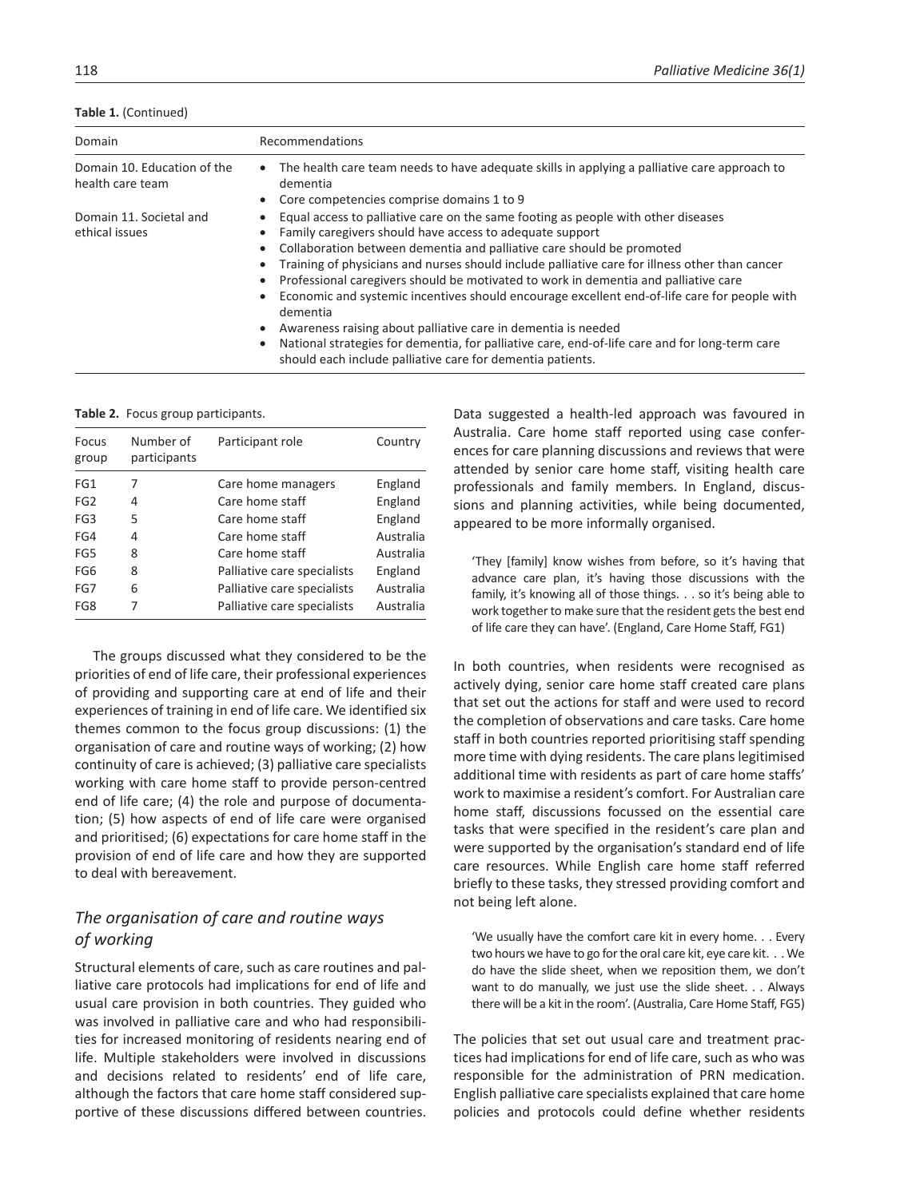**Table 1.** (Continued)

| Domain | Recommendations |
|---|---|
| Domain 10. Education of the health care team | • The health care team needs to have adequate skills in applying a palliative care approach to dementia<br>• Core competencies comprise domains 1 to 9 |
| Domain 11. Societal and ethical issues | • Equal access to palliative care on the same footing as people with other diseases<br>• Family caregivers should have access to adequate support<br>• Collaboration between dementia and palliative care should be promoted<br>• Training of physicians and nurses should include palliative care for illness other than cancer<br>• Professional caregivers should be motivated to work in dementia and palliative care<br>• Economic and systemic incentives should encourage excellent end-of-life care for people with dementia<br>• Awareness raising about palliative care in dementia is needed<br>• National strategies for dementia, for palliative care, end-of-life care and for long-term care should each include palliative care for dementia patients. |

**Table 2.** Focus group participants.

| Focus group | Number of participants | Participant role | Country |
|---|---|---|---|
| FG1 | 7 | Care home managers | England |
| FG2 | 4 | Care home staff | England |
| FG3 | 5 | Care home staff | England |
| FG4 | 4 | Care home staff | Australia |
| FG5 | 8 | Care home staff | Australia |
| FG6 | 8 | Palliative care specialists | England |
| FG7 | 6 | Palliative care specialists | Australia |
| FG8 | 7 | Palliative care specialists | Australia |

The groups discussed what they considered to be the priorities of end of life care, their professional experiences of providing and supporting care at end of life and their experiences of training in end of life care. We identified six themes common to the focus group discussions: (1) the organisation of care and routine ways of working; (2) how continuity of care is achieved; (3) palliative care specialists working with care home staff to provide person-centred end of life care; (4) the role and purpose of documentation; (5) how aspects of end of life care were organised and prioritised; (6) expectations for care home staff in the provision of end of life care and how they are supported to deal with bereavement.

## *The organisation of care and routine ways of working*

Structural elements of care, such as care routines and palliative care protocols had implications for end of life and usual care provision in both countries. They guided who was involved in palliative care and who had responsibilities for increased monitoring of residents nearing end of life. Multiple stakeholders were involved in discussions and decisions related to residents' end of life care, although the factors that care home staff considered supportive of these discussions differed between countries. Data suggested a health-led approach was favoured in Australia. Care home staff reported using case conferences for care planning discussions and reviews that were attended by senior care home staff, visiting health care professionals and family members. In England, discussions and planning activities, while being documented, appeared to be more informally organised.

> 'They [family] know wishes from before, so it's having that advance care plan, it's having those discussions with the family, it's knowing all of those things. . . so it's being able to work together to make sure that the resident gets the best end of life care they can have'. (England, Care Home Staff, FG1)

In both countries, when residents were recognised as actively dying, senior care home staff created care plans that set out the actions for staff and were used to record the completion of observations and care tasks. Care home staff in both countries reported prioritising staff spending more time with dying residents. The care plans legitimised additional time with residents as part of care home staffs' work to maximise a resident's comfort. For Australian care home staff, discussions focussed on the essential care tasks that were specified in the resident's care plan and were supported by the organisation's standard end of life care resources. While English care home staff referred briefly to these tasks, they stressed providing comfort and not being left alone.

> 'We usually have the comfort care kit in every home. . . Every two hours we have to go for the oral care kit, eye care kit. . . We do have the slide sheet, when we reposition them, we don't want to do manually, we just use the slide sheet. . . Always there will be a kit in the room'. (Australia, Care Home Staff, FG5)

The policies that set out usual care and treatment practices had implications for end of life care, such as who was responsible for the administration of PRN medication. English palliative care specialists explained that care home policies and protocols could define whether residents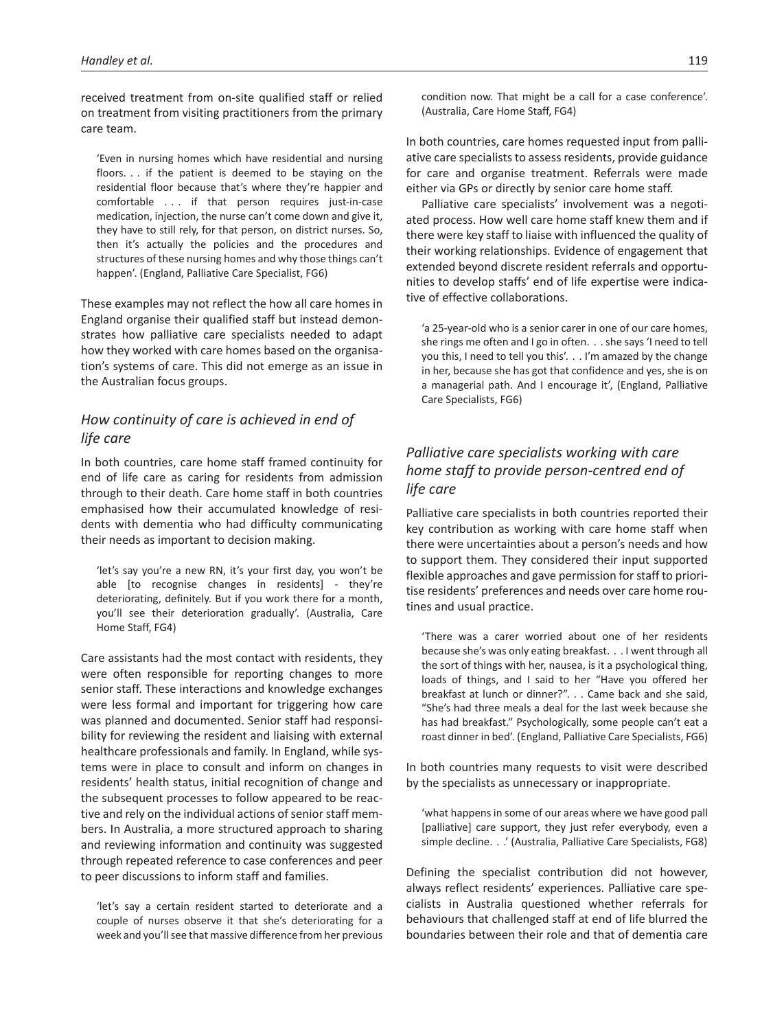received treatment from on-site qualified staff or relied on treatment from visiting practitioners from the primary care team.

> 'Even in nursing homes which have residential and nursing floors. . . if the patient is deemed to be staying on the residential floor because that's where they're happier and comfortable . . . if that person requires just-in-case medication, injection, the nurse can't come down and give it, they have to still rely, for that person, on district nurses. So, then it's actually the policies and the procedures and structures of these nursing homes and why those things can't happen'. (England, Palliative Care Specialist, FG6)

These examples may not reflect the how all care homes in England organise their qualified staff but instead demonstrates how palliative care specialists needed to adapt how they worked with care homes based on the organisation's systems of care. This did not emerge as an issue in the Australian focus groups.

### *How continuity of care is achieved in end of life care*

In both countries, care home staff framed continuity for end of life care as caring for residents from admission through to their death. Care home staff in both countries emphasised how their accumulated knowledge of residents with dementia who had difficulty communicating their needs as important to decision making.

> 'let's say you're a new RN, it's your first day, you won't be able [to recognise changes in residents] - they're deteriorating, definitely. But if you work there for a month, you'll see their deterioration gradually'. (Australia, Care Home Staff, FG4)

Care assistants had the most contact with residents, they were often responsible for reporting changes to more senior staff. These interactions and knowledge exchanges were less formal and important for triggering how care was planned and documented. Senior staff had responsibility for reviewing the resident and liaising with external healthcare professionals and family. In England, while systems were in place to consult and inform on changes in residents' health status, initial recognition of change and the subsequent processes to follow appeared to be reactive and rely on the individual actions of senior staff members. In Australia, a more structured approach to sharing and reviewing information and continuity was suggested through repeated reference to case conferences and peer to peer discussions to inform staff and families.

> 'let's say a certain resident started to deteriorate and a couple of nurses observe it that she's deteriorating for a week and you'll see that massive difference from her previous condition now. That might be a call for a case conference'. (Australia, Care Home Staff, FG4)

In both countries, care homes requested input from palliative care specialists to assess residents, provide guidance for care and organise treatment. Referrals were made either via GPs or directly by senior care home staff.

Palliative care specialists' involvement was a negotiated process. How well care home staff knew them and if there were key staff to liaise with influenced the quality of their working relationships. Evidence of engagement that extended beyond discrete resident referrals and opportunities to develop staffs' end of life expertise were indicative of effective collaborations.

> 'a 25-year-old who is a senior carer in one of our care homes, she rings me often and I go in often. . . she says 'I need to tell you this, I need to tell you this'. . . I'm amazed by the change in her, because she has got that confidence and yes, she is on a managerial path. And I encourage it', (England, Palliative Care Specialists, FG6)

### *Palliative care specialists working with care home staff to provide person-centred end of life care*

Palliative care specialists in both countries reported their key contribution as working with care home staff when there were uncertainties about a person's needs and how to support them. They considered their input supported flexible approaches and gave permission for staff to prioritise residents' preferences and needs over care home routines and usual practice.

> 'There was a carer worried about one of her residents because she's was only eating breakfast. . . I went through all the sort of things with her, nausea, is it a psychological thing, loads of things, and I said to her "Have you offered her breakfast at lunch or dinner?". . . Came back and she said, "She's had three meals a deal for the last week because she has had breakfast." Psychologically, some people can't eat a roast dinner in bed'. (England, Palliative Care Specialists, FG6)

In both countries many requests to visit were described by the specialists as unnecessary or inappropriate.

> 'what happens in some of our areas where we have good pall [palliative] care support, they just refer everybody, even a simple decline. . .' (Australia, Palliative Care Specialists, FG8)

Defining the specialist contribution did not however, always reflect residents' experiences. Palliative care specialists in Australia questioned whether referrals for behaviours that challenged staff at end of life blurred the boundaries between their role and that of dementia care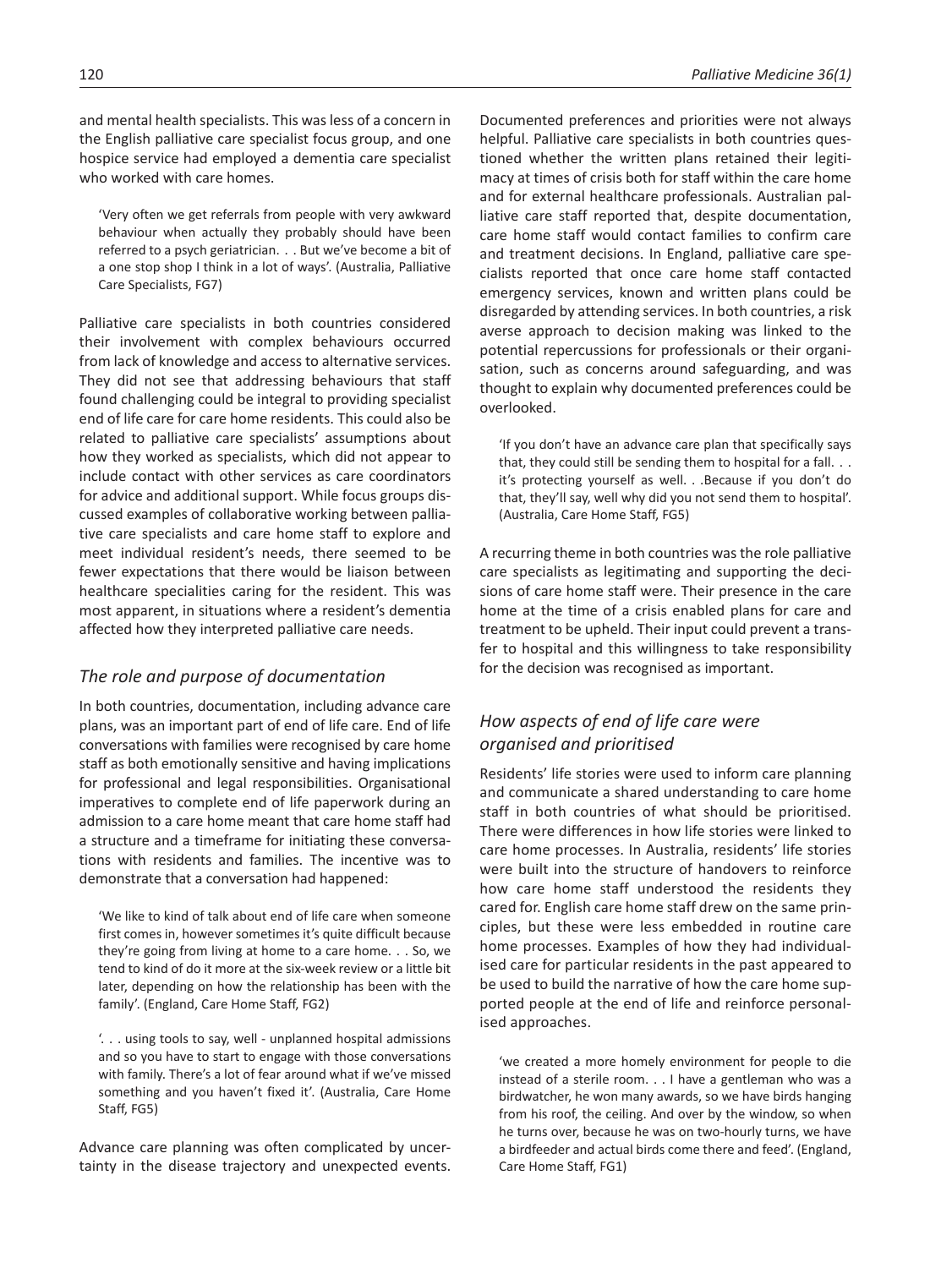and mental health specialists. This was less of a concern in the English palliative care specialist focus group, and one hospice service had employed a dementia care specialist who worked with care homes.

> 'Very often we get referrals from people with very awkward behaviour when actually they probably should have been referred to a psych geriatrician. . . But we've become a bit of a one stop shop I think in a lot of ways'. (Australia, Palliative Care Specialists, FG7)

Palliative care specialists in both countries considered their involvement with complex behaviours occurred from lack of knowledge and access to alternative services. They did not see that addressing behaviours that staff found challenging could be integral to providing specialist end of life care for care home residents. This could also be related to palliative care specialists' assumptions about how they worked as specialists, which did not appear to include contact with other services as care coordinators for advice and additional support. While focus groups discussed examples of collaborative working between palliative care specialists and care home staff to explore and meet individual resident's needs, there seemed to be fewer expectations that there would be liaison between healthcare specialities caring for the resident. This was most apparent, in situations where a resident's dementia affected how they interpreted palliative care needs.

### *The role and purpose of documentation*

In both countries, documentation, including advance care plans, was an important part of end of life care. End of life conversations with families were recognised by care home staff as both emotionally sensitive and having implications for professional and legal responsibilities. Organisational imperatives to complete end of life paperwork during an admission to a care home meant that care home staff had a structure and a timeframe for initiating these conversations with residents and families. The incentive was to demonstrate that a conversation had happened:

> 'We like to kind of talk about end of life care when someone first comes in, however sometimes it's quite difficult because they're going from living at home to a care home. . . So, we tend to kind of do it more at the six-week review or a little bit later, depending on how the relationship has been with the family'. (England, Care Home Staff, FG2)

> '. . . using tools to say, well - unplanned hospital admissions and so you have to start to engage with those conversations with family. There's a lot of fear around what if we've missed something and you haven't fixed it'. (Australia, Care Home Staff, FG5)

Advance care planning was often complicated by uncertainty in the disease trajectory and unexpected events. Documented preferences and priorities were not always helpful. Palliative care specialists in both countries questioned whether the written plans retained their legitimacy at times of crisis both for staff within the care home and for external healthcare professionals. Australian palliative care staff reported that, despite documentation, care home staff would contact families to confirm care and treatment decisions. In England, palliative care specialists reported that once care home staff contacted emergency services, known and written plans could be disregarded by attending services. In both countries, a risk averse approach to decision making was linked to the potential repercussions for professionals or their organisation, such as concerns around safeguarding, and was thought to explain why documented preferences could be overlooked.

> 'If you don't have an advance care plan that specifically says that, they could still be sending them to hospital for a fall. . . it's protecting yourself as well. . .Because if you don't do that, they'll say, well why did you not send them to hospital'. (Australia, Care Home Staff, FG5)

A recurring theme in both countries was the role palliative care specialists as legitimating and supporting the decisions of care home staff were. Their presence in the care home at the time of a crisis enabled plans for care and treatment to be upheld. Their input could prevent a transfer to hospital and this willingness to take responsibility for the decision was recognised as important.

### *How aspects of end of life care were organised and prioritised*

Residents' life stories were used to inform care planning and communicate a shared understanding to care home staff in both countries of what should be prioritised. There were differences in how life stories were linked to care home processes. In Australia, residents' life stories were built into the structure of handovers to reinforce how care home staff understood the residents they cared for. English care home staff drew on the same principles, but these were less embedded in routine care home processes. Examples of how they had individualised care for particular residents in the past appeared to be used to build the narrative of how the care home supported people at the end of life and reinforce personalised approaches.

> 'we created a more homely environment for people to die instead of a sterile room. . . I have a gentleman who was a birdwatcher, he won many awards, so we have birds hanging from his roof, the ceiling. And over by the window, so when he turns over, because he was on two-hourly turns, we have a birdfeeder and actual birds come there and feed'. (England, Care Home Staff, FG1)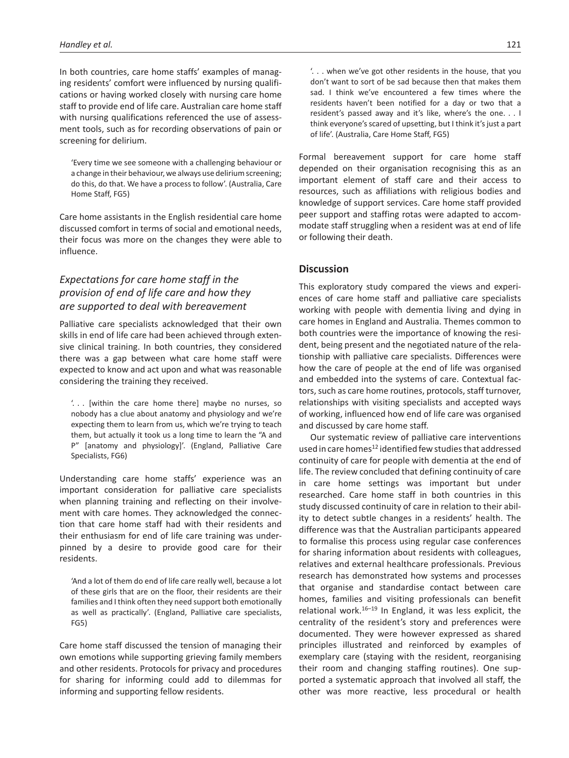In both countries, care home staffs' examples of managing residents' comfort were influenced by nursing qualifications or having worked closely with nursing care home staff to provide end of life care. Australian care home staff with nursing qualifications referenced the use of assessment tools, such as for recording observations of pain or screening for delirium.

> 'Every time we see someone with a challenging behaviour or a change in their behaviour, we always use delirium screening; do this, do that. We have a process to follow'. (Australia, Care Home Staff, FG5)

Care home assistants in the English residential care home discussed comfort in terms of social and emotional needs, their focus was more on the changes they were able to influence.

### *Expectations for care home staff in the provision of end of life care and how they are supported to deal with bereavement*

Palliative care specialists acknowledged that their own skills in end of life care had been achieved through extensive clinical training. In both countries, they considered there was a gap between what care home staff were expected to know and act upon and what was reasonable considering the training they received.

> '. . . [within the care home there] maybe no nurses, so nobody has a clue about anatomy and physiology and we're expecting them to learn from us, which we're trying to teach them, but actually it took us a long time to learn the "A and P" [anatomy and physiology]'. (England, Palliative Care Specialists, FG6)

Understanding care home staffs' experience was an important consideration for palliative care specialists when planning training and reflecting on their involvement with care homes. They acknowledged the connection that care home staff had with their residents and their enthusiasm for end of life care training was underpinned by a desire to provide good care for their residents.

> 'And a lot of them do end of life care really well, because a lot of these girls that are on the floor, their residents are their families and I think often they need support both emotionally as well as practically'. (England, Palliative care specialists, FG5)

Care home staff discussed the tension of managing their own emotions while supporting grieving family members and other residents. Protocols for privacy and procedures for sharing for informing could add to dilemmas for informing and supporting fellow residents.

> '. . . when we've got other residents in the house, that you don't want to sort of be sad because then that makes them sad. I think we've encountered a few times where the residents haven't been notified for a day or two that a resident's passed away and it's like, where's the one. . . I think everyone's scared of upsetting, but I think it's just a part of life'. (Australia, Care Home Staff, FG5)

Formal bereavement support for care home staff depended on their organisation recognising this as an important element of staff care and their access to resources, such as affiliations with religious bodies and knowledge of support services. Care home staff provided peer support and staffing rotas were adapted to accommodate staff struggling when a resident was at end of life or following their death.

## Discussion

This exploratory study compared the views and experiences of care home staff and palliative care specialists working with people with dementia living and dying in care homes in England and Australia. Themes common to both countries were the importance of knowing the resident, being present and the negotiated nature of the relationship with palliative care specialists. Differences were how the care of people at the end of life was organised and embedded into the systems of care. Contextual factors, such as care home routines, protocols, staff turnover, relationships with visiting specialists and accepted ways of working, influenced how end of life care was organised and discussed by care home staff.

Our systematic review of palliative care interventions used in care homes[12] identified few studies that addressed continuity of care for people with dementia at the end of life. The review concluded that defining continuity of care in care home settings was important but under researched. Care home staff in both countries in this study discussed continuity of care in relation to their ability to detect subtle changes in a residents' health. The difference was that the Australian participants appeared to formalise this process using regular case conferences for sharing information about residents with colleagues, relatives and external healthcare professionals. Previous research has demonstrated how systems and processes that organise and standardise contact between care homes, families and visiting professionals can benefit relational work.[16–19] In England, it was less explicit, the centrality of the resident's story and preferences were documented. They were however expressed as shared principles illustrated and reinforced by examples of exemplary care (staying with the resident, reorganising their room and changing staffing routines). One supported a systematic approach that involved all staff, the other was more reactive, less procedural or health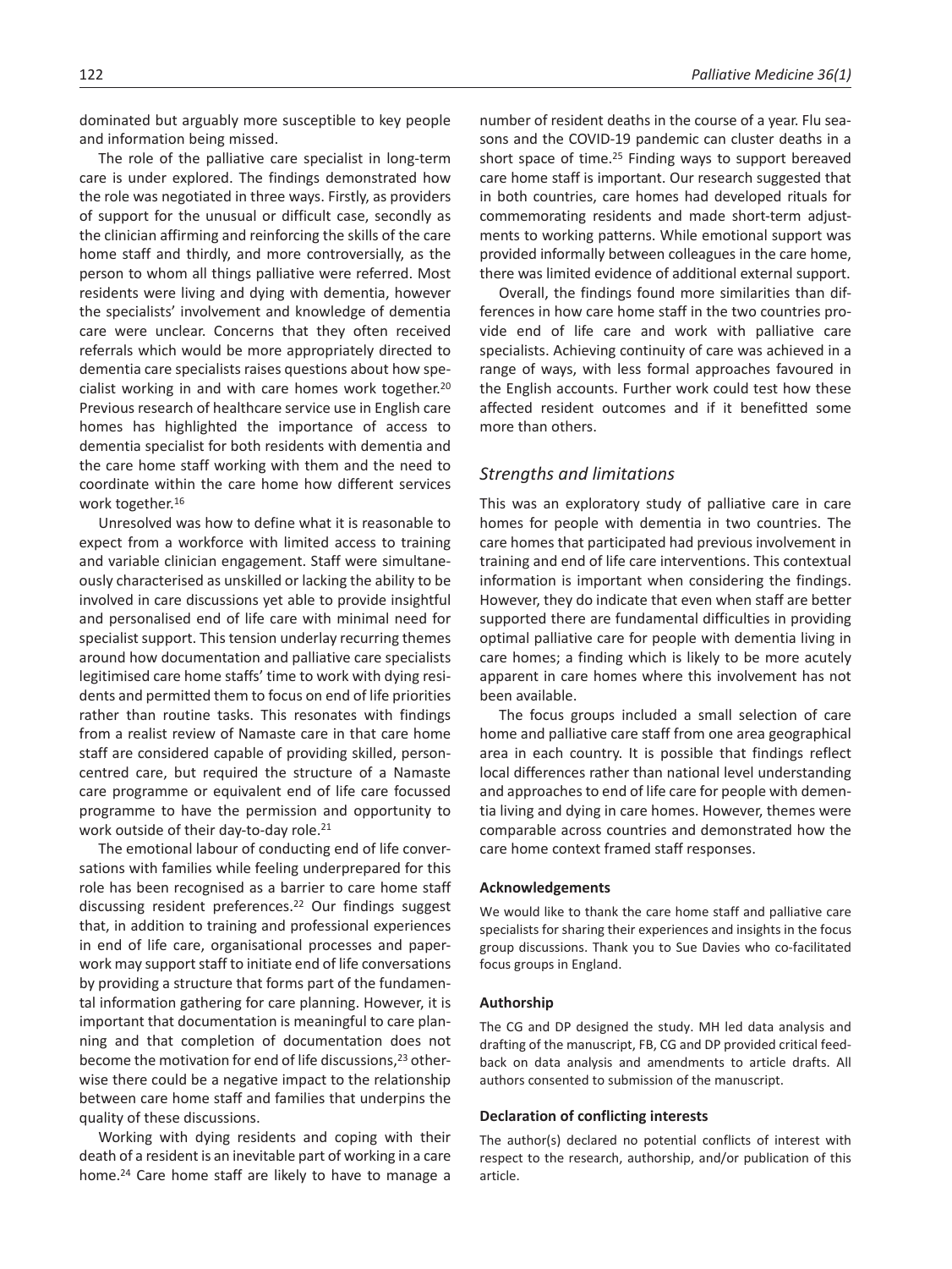dominated but arguably more susceptible to key people and information being missed.

The role of the palliative care specialist in long-term care is under explored. The findings demonstrated how the role was negotiated in three ways. Firstly, as providers of support for the unusual or difficult case, secondly as the clinician affirming and reinforcing the skills of the care home staff and thirdly, and more controversially, as the person to whom all things palliative were referred. Most residents were living and dying with dementia, however the specialists' involvement and knowledge of dementia care were unclear. Concerns that they often received referrals which would be more appropriately directed to dementia care specialists raises questions about how specialist working in and with care homes work together.[20] Previous research of healthcare service use in English care homes has highlighted the importance of access to dementia specialist for both residents with dementia and the care home staff working with them and the need to coordinate within the care home how different services work together.[16]

Unresolved was how to define what it is reasonable to expect from a workforce with limited access to training and variable clinician engagement. Staff were simultaneously characterised as unskilled or lacking the ability to be involved in care discussions yet able to provide insightful and personalised end of life care with minimal need for specialist support. This tension underlay recurring themes around how documentation and palliative care specialists legitimised care home staffs' time to work with dying residents and permitted them to focus on end of life priorities rather than routine tasks. This resonates with findings from a realist review of Namaste care in that care home staff are considered capable of providing skilled, person-centred care, but required the structure of a Namaste care programme or equivalent end of life care focussed programme to have the permission and opportunity to work outside of their day-to-day role.[21]

The emotional labour of conducting end of life conversations with families while feeling underprepared for this role has been recognised as a barrier to care home staff discussing resident preferences.[22] Our findings suggest that, in addition to training and professional experiences in end of life care, organisational processes and paperwork may support staff to initiate end of life conversations by providing a structure that forms part of the fundamental information gathering for care planning. However, it is important that documentation is meaningful to care planning and that completion of documentation does not become the motivation for end of life discussions,[23] otherwise there could be a negative impact to the relationship between care home staff and families that underpins the quality of these discussions.

Working with dying residents and coping with their death of a resident is an inevitable part of working in a care home.[24] Care home staff are likely to have to manage a number of resident deaths in the course of a year. Flu seasons and the COVID-19 pandemic can cluster deaths in a short space of time.[25] Finding ways to support bereaved care home staff is important. Our research suggested that in both countries, care homes had developed rituals for commemorating residents and made short-term adjustments to working patterns. While emotional support was provided informally between colleagues in the care home, there was limited evidence of additional external support.

Overall, the findings found more similarities than differences in how care home staff in the two countries provide end of life care and work with palliative care specialists. Achieving continuity of care was achieved in a range of ways, with less formal approaches favoured in the English accounts. Further work could test how these affected resident outcomes and if it benefitted some more than others.

## *Strengths and limitations*

This was an exploratory study of palliative care in care homes for people with dementia in two countries. The care homes that participated had previous involvement in training and end of life care interventions. This contextual information is important when considering the findings. However, they do indicate that even when staff are better supported there are fundamental difficulties in providing optimal palliative care for people with dementia living in care homes; a finding which is likely to be more acutely apparent in care homes where this involvement has not been available.

The focus groups included a small selection of care home and palliative care staff from one area geographical area in each country. It is possible that findings reflect local differences rather than national level understanding and approaches to end of life care for people with dementia living and dying in care homes. However, themes were comparable across countries and demonstrated how the care home context framed staff responses.

#### Acknowledgements

We would like to thank the care home staff and palliative care specialists for sharing their experiences and insights in the focus group discussions. Thank you to Sue Davies who co-facilitated focus groups in England.

#### Authorship

The CG and DP designed the study. MH led data analysis and drafting of the manuscript, FB, CG and DP provided critical feedback on data analysis and amendments to article drafts. All authors consented to submission of the manuscript.

#### Declaration of conflicting interests

The author(s) declared no potential conflicts of interest with respect to the research, authorship, and/or publication of this article.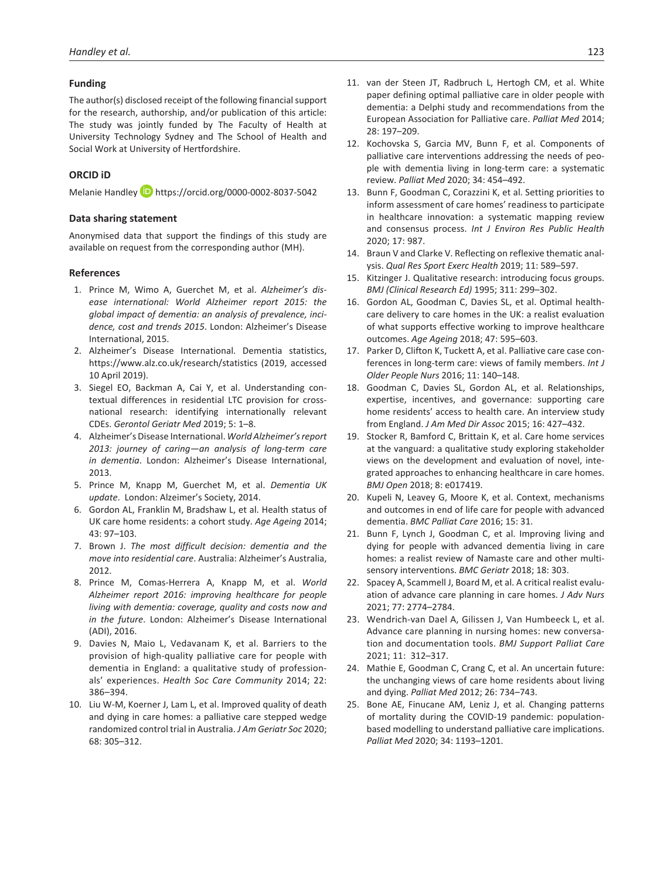## Funding

The author(s) disclosed receipt of the following financial support for the research, authorship, and/or publication of this article: The study was jointly funded by The Faculty of Health at University Technology Sydney and The School of Health and Social Work at University of Hertfordshire.

## ORCID iD

Melanie Handley https://orcid.org/0000-0002-8037-5042

## Data sharing statement

Anonymised data that support the findings of this study are available on request from the corresponding author (MH).

## References

1. Prince M, Wimo A, Guerchet M, et al. *Alzheimer's disease international: World Alzheimer report 2015: the global impact of dementia: an analysis of prevalence, incidence, cost and trends 2015*. London: Alzheimer's Disease International, 2015.
2. Alzheimer's Disease International. Dementia statistics, https://www.alz.co.uk/research/statistics (2019, accessed 10 April 2019).
3. Siegel EO, Backman A, Cai Y, et al. Understanding contextual differences in residential LTC provision for cross-national research: identifying internationally relevant CDEs. *Gerontol Geriatr Med* 2019; 5: 1–8.
4. Alzheimer's Disease International. *World Alzheimer's report 2013: journey of caring—an analysis of long-term care in dementia*. London: Alzheimer's Disease International, 2013.
5. Prince M, Knapp M, Guerchet M, et al. *Dementia UK update*. London: Alzeimer's Society, 2014.
6. Gordon AL, Franklin M, Bradshaw L, et al. Health status of UK care home residents: a cohort study. *Age Ageing* 2014; 43: 97–103.
7. Brown J. *The most difficult decision: dementia and the move into residential care*. Australia: Alzheimer's Australia, 2012.
8. Prince M, Comas-Herrera A, Knapp M, et al. *World Alzheimer report 2016: improving healthcare for people living with dementia: coverage, quality and costs now and in the future*. London: Alzheimer's Disease International (ADI), 2016.
9. Davies N, Maio L, Vedavanam K, et al. Barriers to the provision of high-quality palliative care for people with dementia in England: a qualitative study of professionals' experiences. *Health Soc Care Community* 2014; 22: 386–394.
10. Liu W-M, Koerner J, Lam L, et al. Improved quality of death and dying in care homes: a palliative care stepped wedge randomized control trial in Australia. *J Am Geriatr Soc* 2020; 68: 305–312.
11. van der Steen JT, Radbruch L, Hertogh CM, et al. White paper defining optimal palliative care in older people with dementia: a Delphi study and recommendations from the European Association for Palliative care. *Palliat Med* 2014; 28: 197–209.
12. Kochovska S, Garcia MV, Bunn F, et al. Components of palliative care interventions addressing the needs of people with dementia living in long-term care: a systematic review. *Palliat Med* 2020; 34: 454–492.
13. Bunn F, Goodman C, Corazzini K, et al. Setting priorities to inform assessment of care homes' readiness to participate in healthcare innovation: a systematic mapping review and consensus process. *Int J Environ Res Public Health* 2020; 17: 987.
14. Braun V and Clarke V. Reflecting on reflexive thematic analysis. *Qual Res Sport Exerc Health* 2019; 11: 589–597.
15. Kitzinger J. Qualitative research: introducing focus groups. *BMJ (Clinical Research Ed)* 1995; 311: 299–302.
16. Gordon AL, Goodman C, Davies SL, et al. Optimal healthcare delivery to care homes in the UK: a realist evaluation of what supports effective working to improve healthcare outcomes. *Age Ageing* 2018; 47: 595–603.
17. Parker D, Clifton K, Tuckett A, et al. Palliative care case conferences in long-term care: views of family members. *Int J Older People Nurs* 2016; 11: 140–148.
18. Goodman C, Davies SL, Gordon AL, et al. Relationships, expertise, incentives, and governance: supporting care home residents' access to health care. An interview study from England. *J Am Med Dir Assoc* 2015; 16: 427–432.
19. Stocker R, Bamford C, Brittain K, et al. Care home services at the vanguard: a qualitative study exploring stakeholder views on the development and evaluation of novel, integrated approaches to enhancing healthcare in care homes. *BMJ Open* 2018; 8: e017419.
20. Kupeli N, Leavey G, Moore K, et al. Context, mechanisms and outcomes in end of life care for people with advanced dementia. *BMC Palliat Care* 2016; 15: 31.
21. Bunn F, Lynch J, Goodman C, et al. Improving living and dying for people with advanced dementia living in care homes: a realist review of Namaste care and other multisensory interventions. *BMC Geriatr* 2018; 18: 303.
22. Spacey A, Scammell J, Board M, et al. A critical realist evaluation of advance care planning in care homes. *J Adv Nurs* 2021; 77: 2774–2784.
23. Wendrich-van Dael A, Gilissen J, Van Humbeeck L, et al. Advance care planning in nursing homes: new conversation and documentation tools. *BMJ Support Palliat Care* 2021; 11: 312–317.
24. Mathie E, Goodman C, Crang C, et al. An uncertain future: the unchanging views of care home residents about living and dying. *Palliat Med* 2012; 26: 734–743.
25. Bone AE, Finucane AM, Leniz J, et al. Changing patterns of mortality during the COVID-19 pandemic: population-based modelling to understand palliative care implications. *Palliat Med* 2020; 34: 1193–1201.